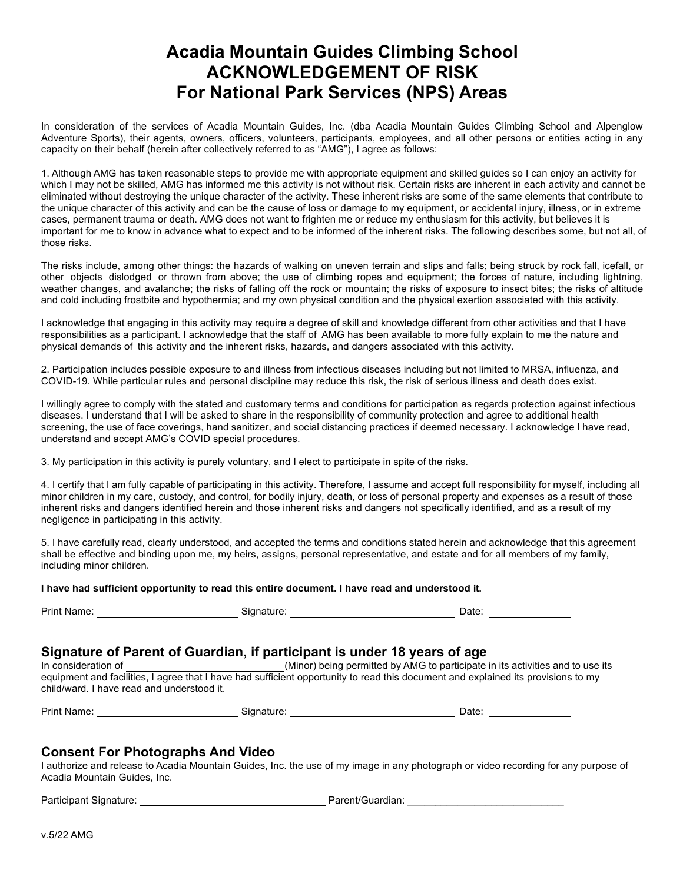# Acadia Mountain Guides Climbing School
# ACKNOWLEDGEMENT OF RISK
# For National Park Services (NPS) Areas

In consideration of the services of Acadia Mountain Guides, Inc. (dba Acadia Mountain Guides Climbing School and Alpenglow Adventure Sports), their agents, owners, officers, volunteers, participants, employees, and all other persons or entities acting in any capacity on their behalf (herein after collectively referred to as "AMG"), I agree as follows:

1. Although AMG has taken reasonable steps to provide me with appropriate equipment and skilled guides so I can enjoy an activity for which I may not be skilled, AMG has informed me this activity is not without risk. Certain risks are inherent in each activity and cannot be eliminated without destroying the unique character of the activity. These inherent risks are some of the same elements that contribute to the unique character of this activity and can be the cause of loss or damage to my equipment, or accidental injury, illness, or in extreme cases, permanent trauma or death. AMG does not want to frighten me or reduce my enthusiasm for this activity, but believes it is important for me to know in advance what to expect and to be informed of the inherent risks. The following describes some, but not all, of those risks.

The risks include, among other things: the hazards of walking on uneven terrain and slips and falls; being struck by rock fall, icefall, or other objects dislodged or thrown from above; the use of climbing ropes and equipment; the forces of nature, including lightning, weather changes, and avalanche; the risks of falling off the rock or mountain; the risks of exposure to insect bites; the risks of altitude and cold including frostbite and hypothermia; and my own physical condition and the physical exertion associated with this activity.

I acknowledge that engaging in this activity may require a degree of skill and knowledge different from other activities and that I have responsibilities as a participant. I acknowledge that the staff of AMG has been available to more fully explain to me the nature and physical demands of this activity and the inherent risks, hazards, and dangers associated with this activity.

2. Participation includes possible exposure to and illness from infectious diseases including but not limited to MRSA, influenza, and COVID-19. While particular rules and personal discipline may reduce this risk, the risk of serious illness and death does exist.

I willingly agree to comply with the stated and customary terms and conditions for participation as regards protection against infectious diseases. I understand that I will be asked to share in the responsibility of community protection and agree to additional health screening, the use of face coverings, hand sanitizer, and social distancing practices if deemed necessary. I acknowledge I have read, understand and accept AMG's COVID special procedures.

3. My participation in this activity is purely voluntary, and I elect to participate in spite of the risks.

4. I certify that I am fully capable of participating in this activity. Therefore, I assume and accept full responsibility for myself, including all minor children in my care, custody, and control, for bodily injury, death, or loss of personal property and expenses as a result of those inherent risks and dangers identified herein and those inherent risks and dangers not specifically identified, and as a result of my negligence in participating in this activity.

5. I have carefully read, clearly understood, and accepted the terms and conditions stated herein and acknowledge that this agreement shall be effective and binding upon me, my heirs, assigns, personal representative, and estate and for all members of my family, including minor children.

**I have had sufficient opportunity to read this entire document. I have read and understood it.**

Print Name: ________________________ Signature: ____________________________ Date: ______________

## Signature of Parent of Guardian, if participant is under 18 years of age

In consideration of ____________________________(Minor) being permitted by AMG to participate in its activities and to use its equipment and facilities, I agree that I have had sufficient opportunity to read this document and explained its provisions to my child/ward. I have read and understood it.

Print Name: ________________________ Signature: ____________________________ Date: ______________

## Consent For Photographs And Video

I authorize and release to Acadia Mountain Guides, Inc. the use of my image in any photograph or video recording for any purpose of Acadia Mountain Guides, Inc.

Participant Signature: ________________________________ Parent/Guardian: ____________________________

v.5/22 AMG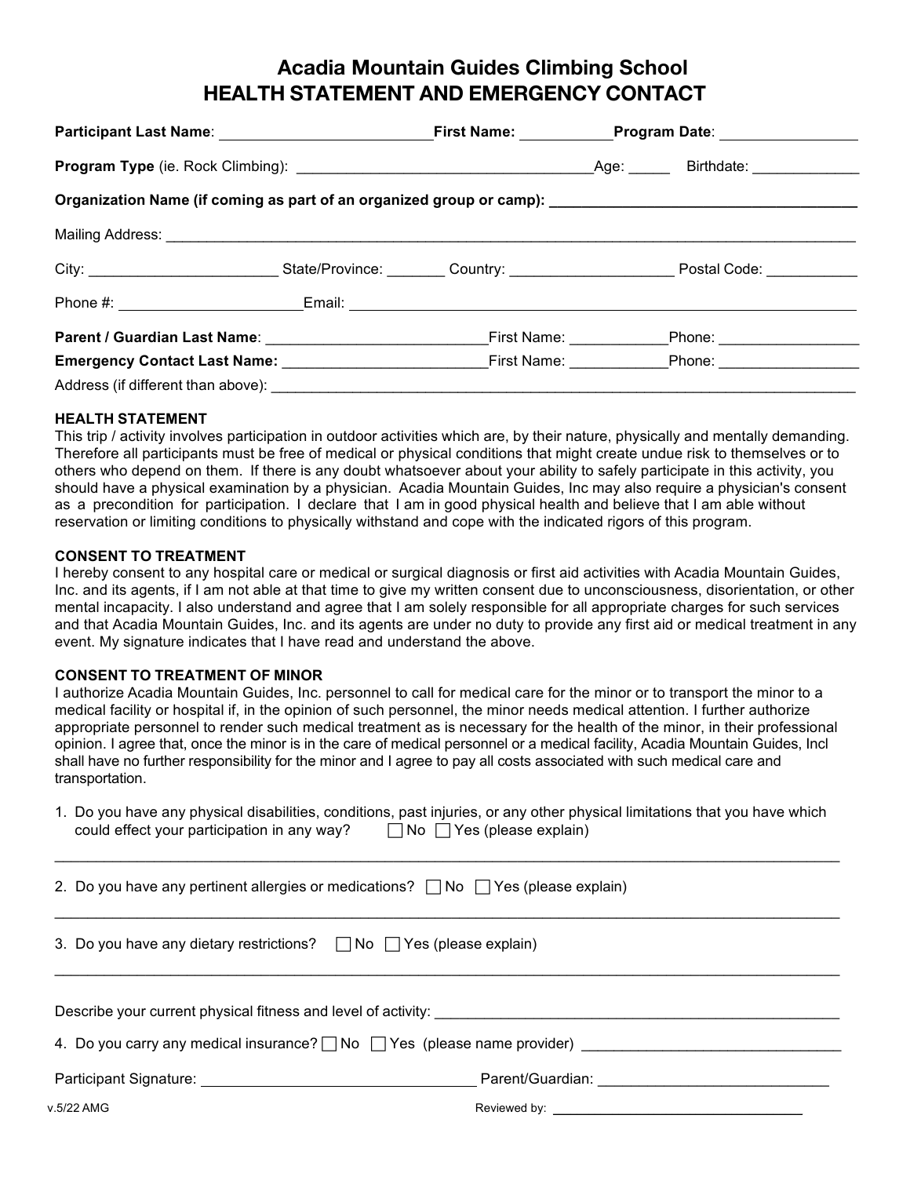# Acadia Mountain Guides Climbing School
## HEALTH STATEMENT AND EMERGENCY CONTACT

**Participant Last Name**: ______________________ **First Name:** __________ **Program Date**: ______________

**Program Type** (ie. Rock Climbing): ______________________________ Age: _____ Birthdate: ____________

**Organization Name (if coming as part of an organized group or camp):** ______________________________

Mailing Address: ______________________________________________________________________________

City: ____________________ State/Province: _______ Country: __________________ Postal Code: __________

Phone #: ____________________ Email: ________________________________________________________

**Parent / Guardian Last Name**: ________________________ First Name: ___________ Phone: ______________

**Emergency Contact Last Name:** _______________________ First Name: ___________ Phone: ______________

Address (if different than above): ______________________________________________________________

### HEALTH STATEMENT

This trip / activity involves participation in outdoor activities which are, by their nature, physically and mentally demanding. Therefore all participants must be free of medical or physical conditions that might create undue risk to themselves or to others who depend on them. If there is any doubt whatsoever about your ability to safely participate in this activity, you should have a physical examination by a physician. Acadia Mountain Guides, Inc may also require a physician's consent as a precondition for participation. I declare that I am in good physical health and believe that I am able without reservation or limiting conditions to physically withstand and cope with the indicated rigors of this program.

### CONSENT TO TREATMENT

I hereby consent to any hospital care or medical or surgical diagnosis or first aid activities with Acadia Mountain Guides, Inc. and its agents, if I am not able at that time to give my written consent due to unconsciousness, disorientation, or other mental incapacity. I also understand and agree that I am solely responsible for all appropriate charges for such services and that Acadia Mountain Guides, Inc. and its agents are under no duty to provide any first aid or medical treatment in any event. My signature indicates that I have read and understand the above.

### CONSENT TO TREATMENT OF MINOR

I authorize Acadia Mountain Guides, Inc. personnel to call for medical care for the minor or to transport the minor to a medical facility or hospital if, in the opinion of such personnel, the minor needs medical attention. I further authorize appropriate personnel to render such medical treatment as is necessary for the health of the minor, in their professional opinion. I agree that, once the minor is in the care of medical personnel or a medical facility, Acadia Mountain Guides, Incl shall have no further responsibility for the minor and I agree to pay all costs associated with such medical care and transportation.

1. Do you have any physical disabilities, conditions, past injuries, or any other physical limitations that you have which could effect your participation in any way? ☐ No ☐ Yes (please explain)

_____________________________________________________________________________________________

2. Do you have any pertinent allergies or medications? ☐ No ☐ Yes (please explain)

_____________________________________________________________________________________________

3. Do you have any dietary restrictions? ☐ No ☐ Yes (please explain)

_____________________________________________________________________________________________

Describe your current physical fitness and level of activity: _____________________________________________

4. Do you carry any medical insurance? ☐ No ☐ Yes (please name provider) ______________________________

Participant Signature: ______________________________ Parent/Guardian: ___________________________

v.5/22 AMG Reviewed by: ______________________________